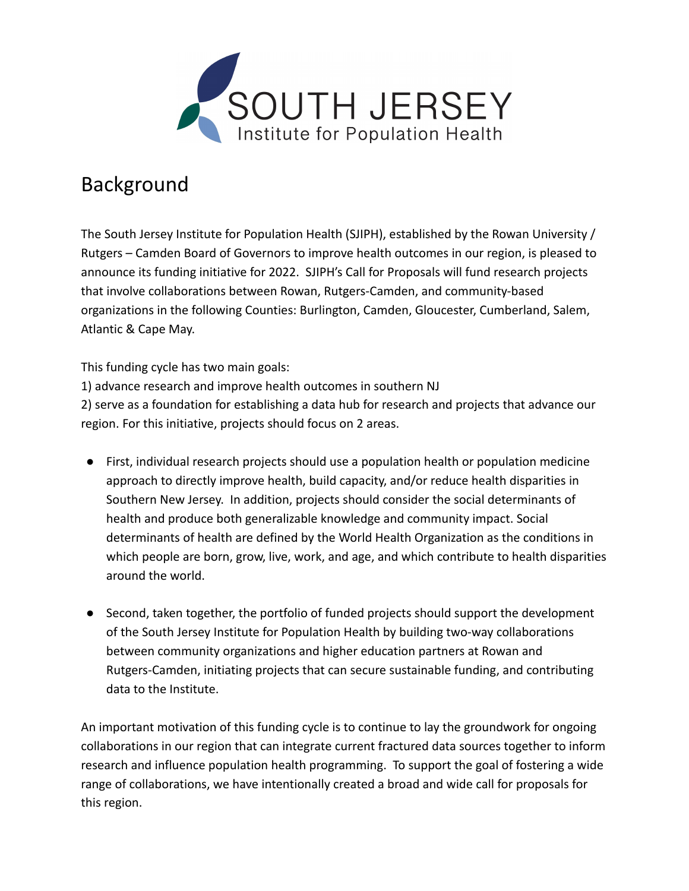SOUTH JERSEY
Institute for Population Health

## Background

The South Jersey Institute for Population Health (SJIPH), established by the Rowan University / Rutgers – Camden Board of Governors to improve health outcomes in our region, is pleased to announce its funding initiative for 2022. SJIPH's Call for Proposals will fund research projects that involve collaborations between Rowan, Rutgers-Camden, and community-based organizations in the following Counties: Burlington, Camden, Gloucester, Cumberland, Salem, Atlantic & Cape May.

This funding cycle has two main goals:
1) advance research and improve health outcomes in southern NJ
2) serve as a foundation for establishing a data hub for research and projects that advance our region. For this initiative, projects should focus on 2 areas.

- First, individual research projects should use a population health or population medicine approach to directly improve health, build capacity, and/or reduce health disparities in Southern New Jersey. In addition, projects should consider the social determinants of health and produce both generalizable knowledge and community impact. Social determinants of health are defined by the World Health Organization as the conditions in which people are born, grow, live, work, and age, and which contribute to health disparities around the world.

- Second, taken together, the portfolio of funded projects should support the development of the South Jersey Institute for Population Health by building two-way collaborations between community organizations and higher education partners at Rowan and Rutgers-Camden, initiating projects that can secure sustainable funding, and contributing data to the Institute.

An important motivation of this funding cycle is to continue to lay the groundwork for ongoing collaborations in our region that can integrate current fractured data sources together to inform research and influence population health programming. To support the goal of fostering a wide range of collaborations, we have intentionally created a broad and wide call for proposals for this region.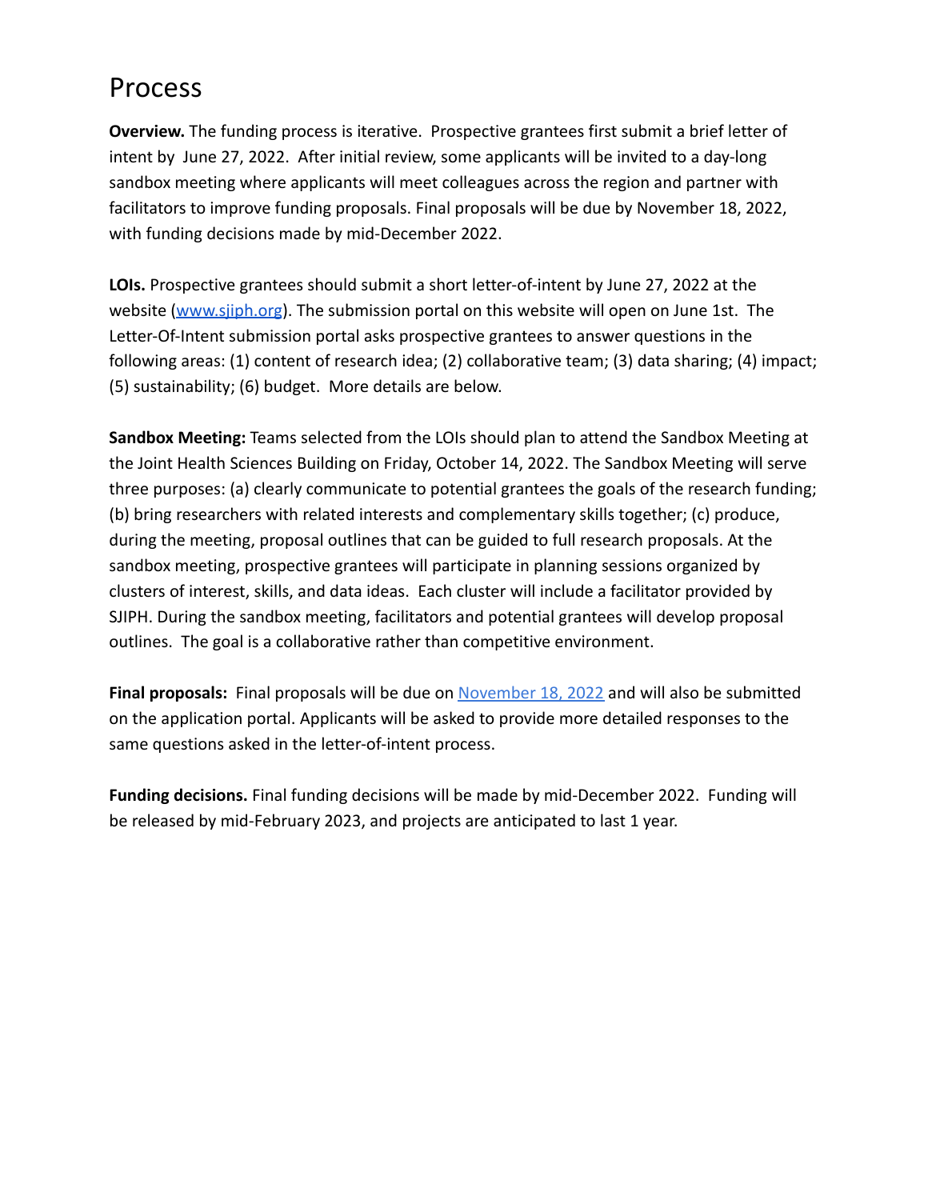# Process

**Overview.** The funding process is iterative. Prospective grantees first submit a brief letter of intent by June 27, 2022. After initial review, some applicants will be invited to a day-long sandbox meeting where applicants will meet colleagues across the region and partner with facilitators to improve funding proposals. Final proposals will be due by November 18, 2022, with funding decisions made by mid-December 2022.

**LOIs.** Prospective grantees should submit a short letter-of-intent by June 27, 2022 at the website ([www.sjiph.org](www.sjiph.org)). The submission portal on this website will open on June 1st. The Letter-Of-Intent submission portal asks prospective grantees to answer questions in the following areas: (1) content of research idea; (2) collaborative team; (3) data sharing; (4) impact; (5) sustainability; (6) budget. More details are below.

**Sandbox Meeting:** Teams selected from the LOIs should plan to attend the Sandbox Meeting at the Joint Health Sciences Building on Friday, October 14, 2022. The Sandbox Meeting will serve three purposes: (a) clearly communicate to potential grantees the goals of the research funding; (b) bring researchers with related interests and complementary skills together; (c) produce, during the meeting, proposal outlines that can be guided to full research proposals. At the sandbox meeting, prospective grantees will participate in planning sessions organized by clusters of interest, skills, and data ideas. Each cluster will include a facilitator provided by SJIPH. During the sandbox meeting, facilitators and potential grantees will develop proposal outlines. The goal is a collaborative rather than competitive environment.

**Final proposals:** Final proposals will be due on November 18, 2022 and will also be submitted on the application portal. Applicants will be asked to provide more detailed responses to the same questions asked in the letter-of-intent process.

**Funding decisions.** Final funding decisions will be made by mid-December 2022. Funding will be released by mid-February 2023, and projects are anticipated to last 1 year.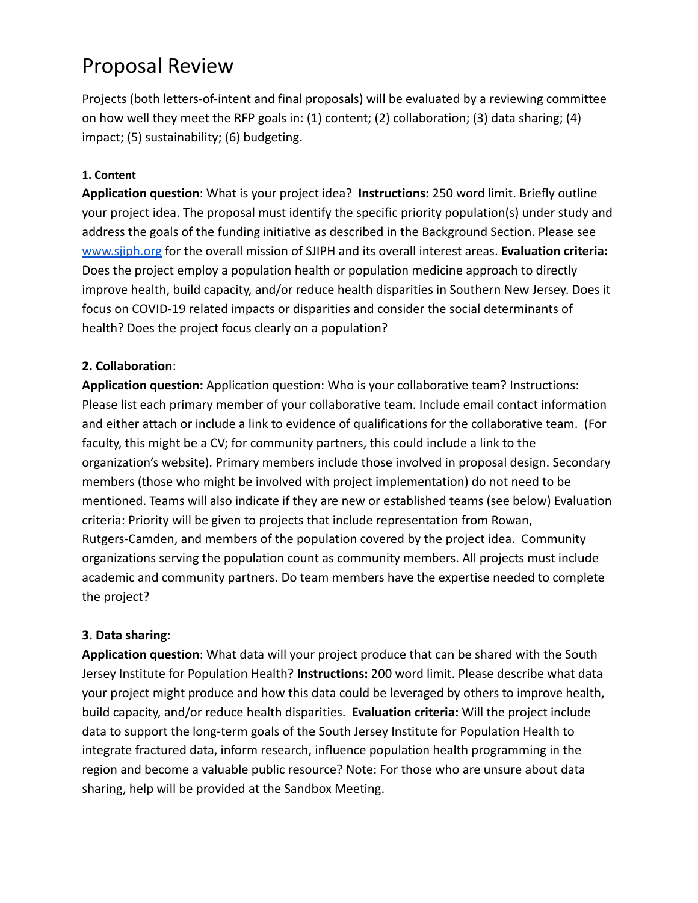# Proposal Review

Projects (both letters-of-intent and final proposals) will be evaluated by a reviewing committee on how well they meet the RFP goals in: (1) content; (2) collaboration; (3) data sharing; (4) impact; (5) sustainability; (6) budgeting.

### 1. Content

**Application question**: What is your project idea? **Instructions:** 250 word limit. Briefly outline your project idea. The proposal must identify the specific priority population(s) under study and address the goals of the funding initiative as described in the Background Section. Please see [www.sjiph.org](www.sjiph.org) for the overall mission of SJIPH and its overall interest areas. **Evaluation criteria:** Does the project employ a population health or population medicine approach to directly improve health, build capacity, and/or reduce health disparities in Southern New Jersey. Does it focus on COVID-19 related impacts or disparities and consider the social determinants of health? Does the project focus clearly on a population?

### 2. Collaboration:

**Application question:** Application question: Who is your collaborative team? Instructions: Please list each primary member of your collaborative team. Include email contact information and either attach or include a link to evidence of qualifications for the collaborative team. (For faculty, this might be a CV; for community partners, this could include a link to the organization's website). Primary members include those involved in proposal design. Secondary members (those who might be involved with project implementation) do not need to be mentioned. Teams will also indicate if they are new or established teams (see below) Evaluation criteria: Priority will be given to projects that include representation from Rowan, Rutgers-Camden, and members of the population covered by the project idea. Community organizations serving the population count as community members. All projects must include academic and community partners. Do team members have the expertise needed to complete the project?

### 3. Data sharing:

**Application question**: What data will your project produce that can be shared with the South Jersey Institute for Population Health? **Instructions:** 200 word limit. Please describe what data your project might produce and how this data could be leveraged by others to improve health, build capacity, and/or reduce health disparities. **Evaluation criteria:** Will the project include data to support the long-term goals of the South Jersey Institute for Population Health to integrate fractured data, inform research, influence population health programming in the region and become a valuable public resource? Note: For those who are unsure about data sharing, help will be provided at the Sandbox Meeting.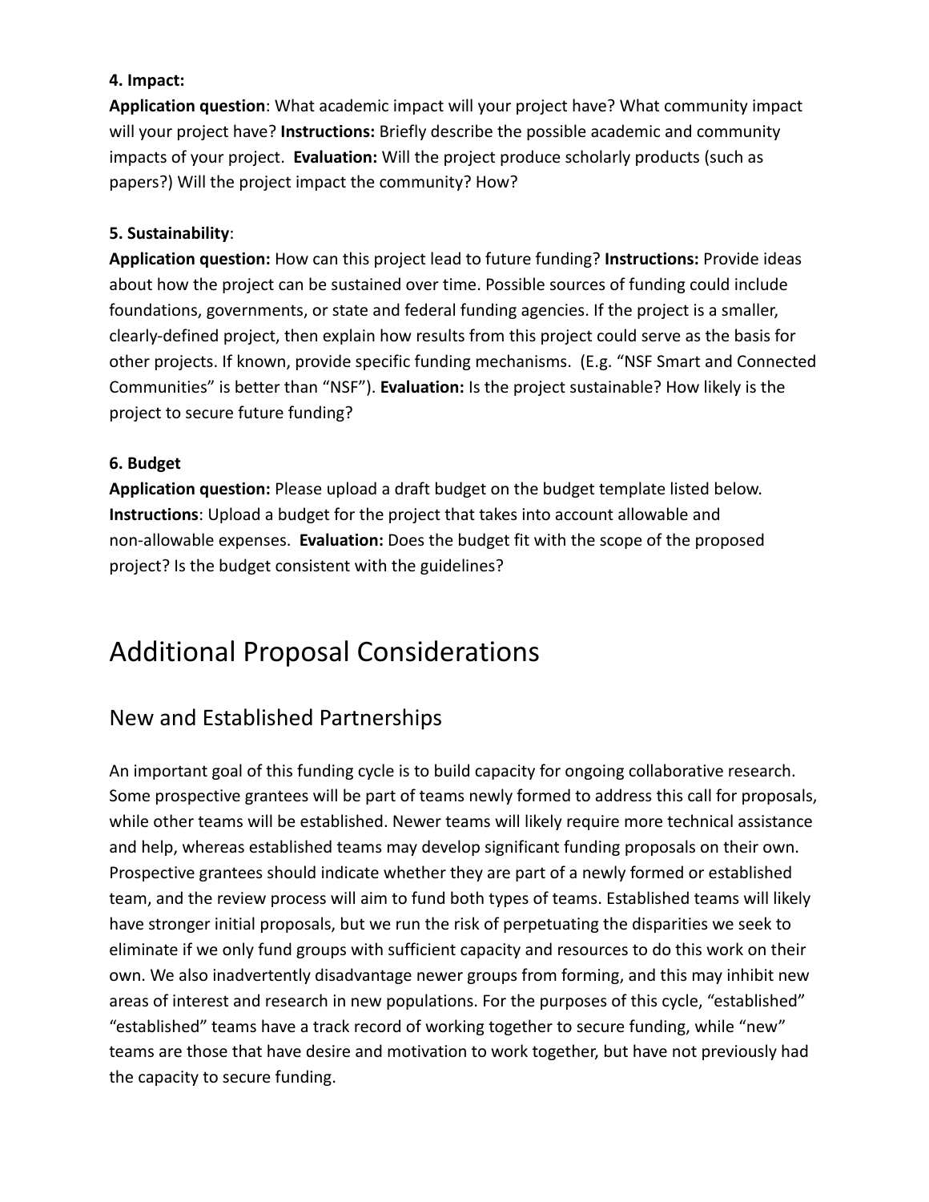**4. Impact:**

**Application question**: What academic impact will your project have? What community impact will your project have? **Instructions:** Briefly describe the possible academic and community impacts of your project. **Evaluation:** Will the project produce scholarly products (such as papers?) Will the project impact the community? How?

**5. Sustainability**:

**Application question:** How can this project lead to future funding? **Instructions:** Provide ideas about how the project can be sustained over time. Possible sources of funding could include foundations, governments, or state and federal funding agencies. If the project is a smaller, clearly-defined project, then explain how results from this project could serve as the basis for other projects. If known, provide specific funding mechanisms. (E.g. "NSF Smart and Connected Communities" is better than "NSF"). **Evaluation:** Is the project sustainable? How likely is the project to secure future funding?

**6. Budget**

**Application question:** Please upload a draft budget on the budget template listed below. **Instructions**: Upload a budget for the project that takes into account allowable and non-allowable expenses. **Evaluation:** Does the budget fit with the scope of the proposed project? Is the budget consistent with the guidelines?

# Additional Proposal Considerations

## New and Established Partnerships

An important goal of this funding cycle is to build capacity for ongoing collaborative research. Some prospective grantees will be part of teams newly formed to address this call for proposals, while other teams will be established. Newer teams will likely require more technical assistance and help, whereas established teams may develop significant funding proposals on their own. Prospective grantees should indicate whether they are part of a newly formed or established team, and the review process will aim to fund both types of teams. Established teams will likely have stronger initial proposals, but we run the risk of perpetuating the disparities we seek to eliminate if we only fund groups with sufficient capacity and resources to do this work on their own. We also inadvertently disadvantage newer groups from forming, and this may inhibit new areas of interest and research in new populations. For the purposes of this cycle, "established" "established" teams have a track record of working together to secure funding, while "new" teams are those that have desire and motivation to work together, but have not previously had the capacity to secure funding.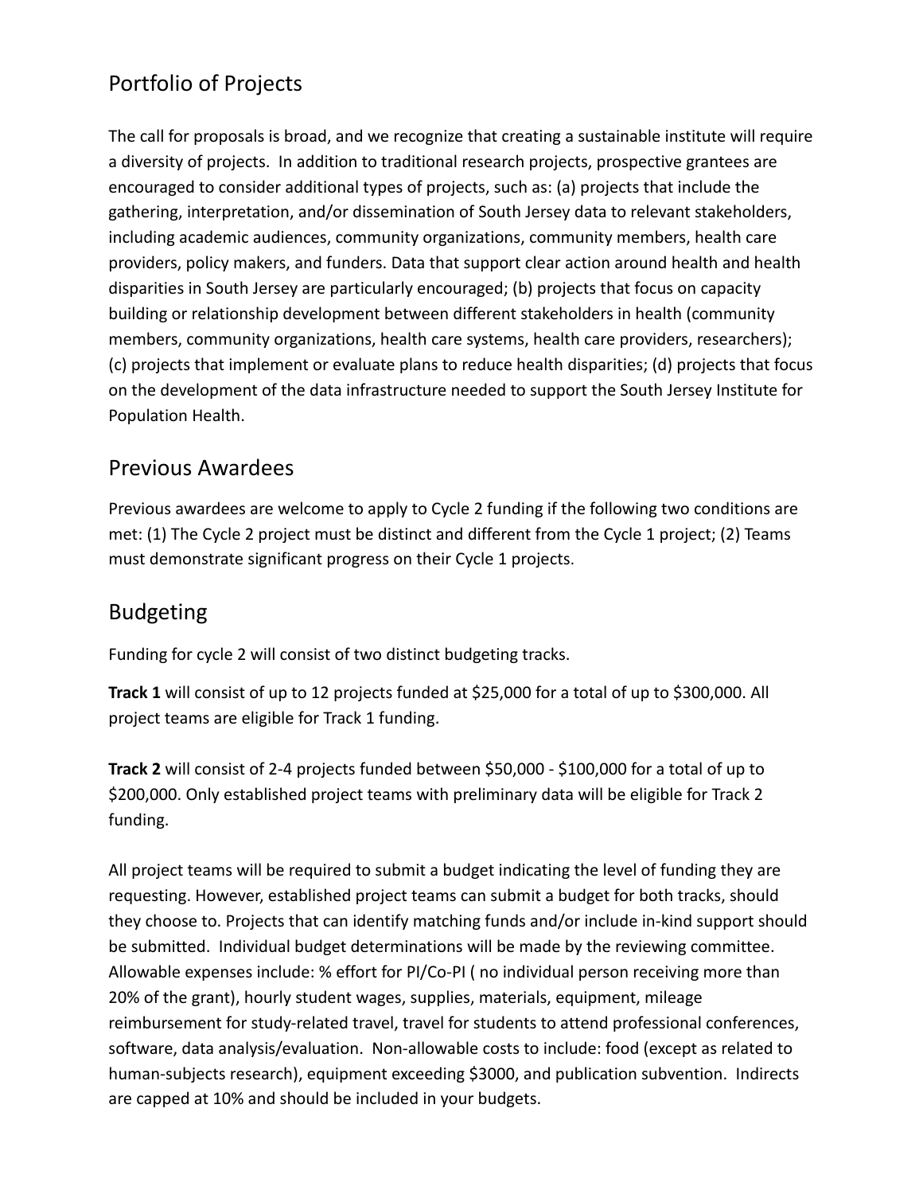## Portfolio of Projects

The call for proposals is broad, and we recognize that creating a sustainable institute will require a diversity of projects. In addition to traditional research projects, prospective grantees are encouraged to consider additional types of projects, such as: (a) projects that include the gathering, interpretation, and/or dissemination of South Jersey data to relevant stakeholders, including academic audiences, community organizations, community members, health care providers, policy makers, and funders. Data that support clear action around health and health disparities in South Jersey are particularly encouraged; (b) projects that focus on capacity building or relationship development between different stakeholders in health (community members, community organizations, health care systems, health care providers, researchers); (c) projects that implement or evaluate plans to reduce health disparities; (d) projects that focus on the development of the data infrastructure needed to support the South Jersey Institute for Population Health.

## Previous Awardees

Previous awardees are welcome to apply to Cycle 2 funding if the following two conditions are met: (1) The Cycle 2 project must be distinct and different from the Cycle 1 project; (2) Teams must demonstrate significant progress on their Cycle 1 projects.

## Budgeting

Funding for cycle 2 will consist of two distinct budgeting tracks.

**Track 1** will consist of up to 12 projects funded at $25,000 for a total of up to $300,000. All project teams are eligible for Track 1 funding.

**Track 2** will consist of 2-4 projects funded between $50,000 - $100,000 for a total of up to $200,000. Only established project teams with preliminary data will be eligible for Track 2 funding.

All project teams will be required to submit a budget indicating the level of funding they are requesting. However, established project teams can submit a budget for both tracks, should they choose to. Projects that can identify matching funds and/or include in-kind support should be submitted. Individual budget determinations will be made by the reviewing committee. Allowable expenses include: % effort for PI/Co-PI ( no individual person receiving more than 20% of the grant), hourly student wages, supplies, materials, equipment, mileage reimbursement for study-related travel, travel for students to attend professional conferences, software, data analysis/evaluation. Non-allowable costs to include: food (except as related to human-subjects research), equipment exceeding $3000, and publication subvention. Indirects are capped at 10% and should be included in your budgets.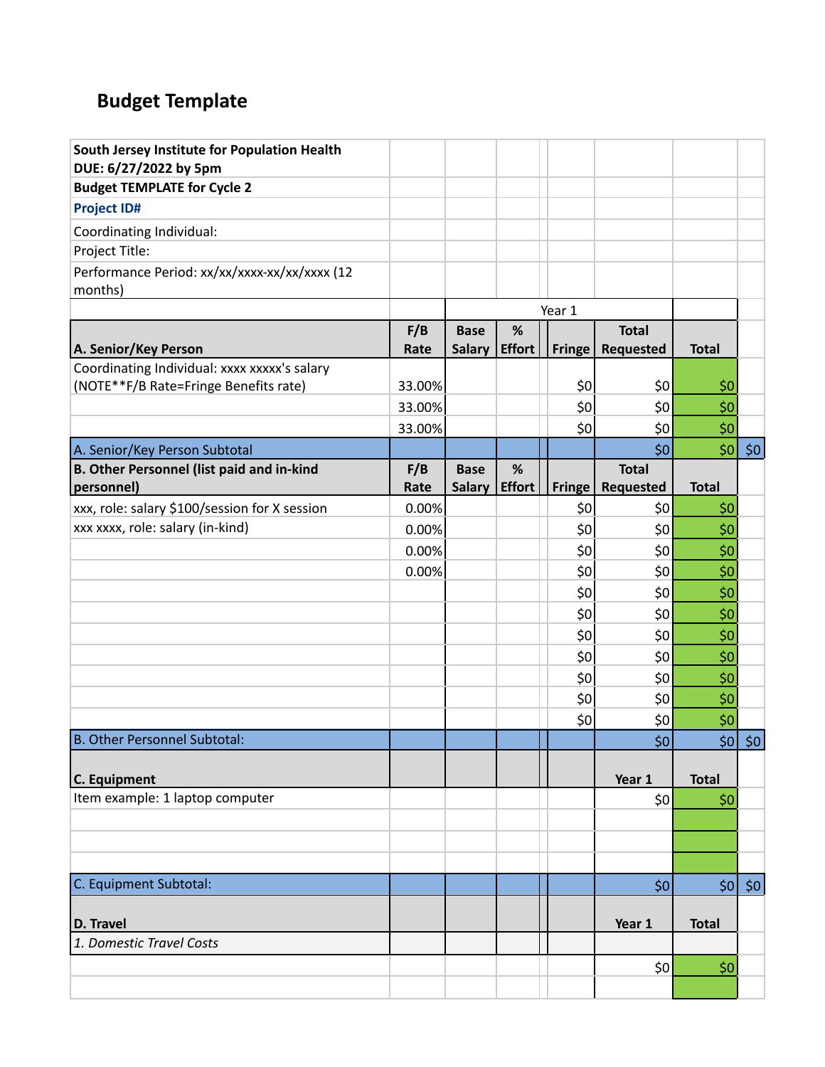## Budget Template

| South Jersey Institute for Population Health DUE: 6/27/2022 by 5pm | | | | | | | | |
|---|---|---|---|---|---|---|---|---|
| Budget TEMPLATE for Cycle 2 | | | | | | | | |
| **Project ID#** | | | | | | | | |
| Coordinating Individual: | | | | | | | | |
| Project Title: | | | | | | | | |
| Performance Period: xx/xx/xxxx-xx/xx/xxxx (12 months) | | | | | | | | |
| | | Year 1 | | | | | | |
| **A. Senior/Key Person** | **F/B Rate** | **Base Salary** | **% Effort** | | **Fringe** | **Total Requested** | **Total** | |
| Coordinating Individual: xxxx xxxxx's salary (NOTE**F/B Rate=Fringe Benefits rate) | 33.00% | | | | $0 | $0 | $0 | |
| | 33.00% | | | | $0 | $0 | $0 | |
| | 33.00% | | | | $0 | $0 | $0 | |
| A. Senior/Key Person Subtotal | | | | | | $0 | $0 | $0 |
| **B. Other Personnel (list paid and in-kind personnel)** | **F/B Rate** | **Base Salary** | **% Effort** | | **Fringe** | **Total Requested** | **Total** | |
| xxx, role: salary $100/session for X session | 0.00% | | | | $0 | $0 | $0 | |
| xxx xxxx, role: salary (in-kind) | 0.00% | | | | $0 | $0 | $0 | |
| | 0.00% | | | | $0 | $0 | $0 | |
| | 0.00% | | | | $0 | $0 | $0 | |
| | | | | | $0 | $0 | $0 | |
| | | | | | $0 | $0 | $0 | |
| | | | | | $0 | $0 | $0 | |
| | | | | | $0 | $0 | $0 | |
| | | | | | $0 | $0 | $0 | |
| | | | | | $0 | $0 | $0 | |
| | | | | | $0 | $0 | $0 | |
| B. Other Personnel Subtotal: | | | | | | $0 | $0 | $0 |
| **C. Equipment** | | | | | | **Year 1** | **Total** | |
| Item example: 1 laptop computer | | | | | | $0 | $0 | |
| | | | | | | | | |
| | | | | | | | | |
| | | | | | | | | |
| C. Equipment Subtotal: | | | | | | $0 | $0 | $0 |
| **D. Travel** | | | | | | **Year 1** | **Total** | |
| *1. Domestic Travel Costs* | | | | | | | | |
| | | | | | | $0 | $0 | |
| | | | | | | | | |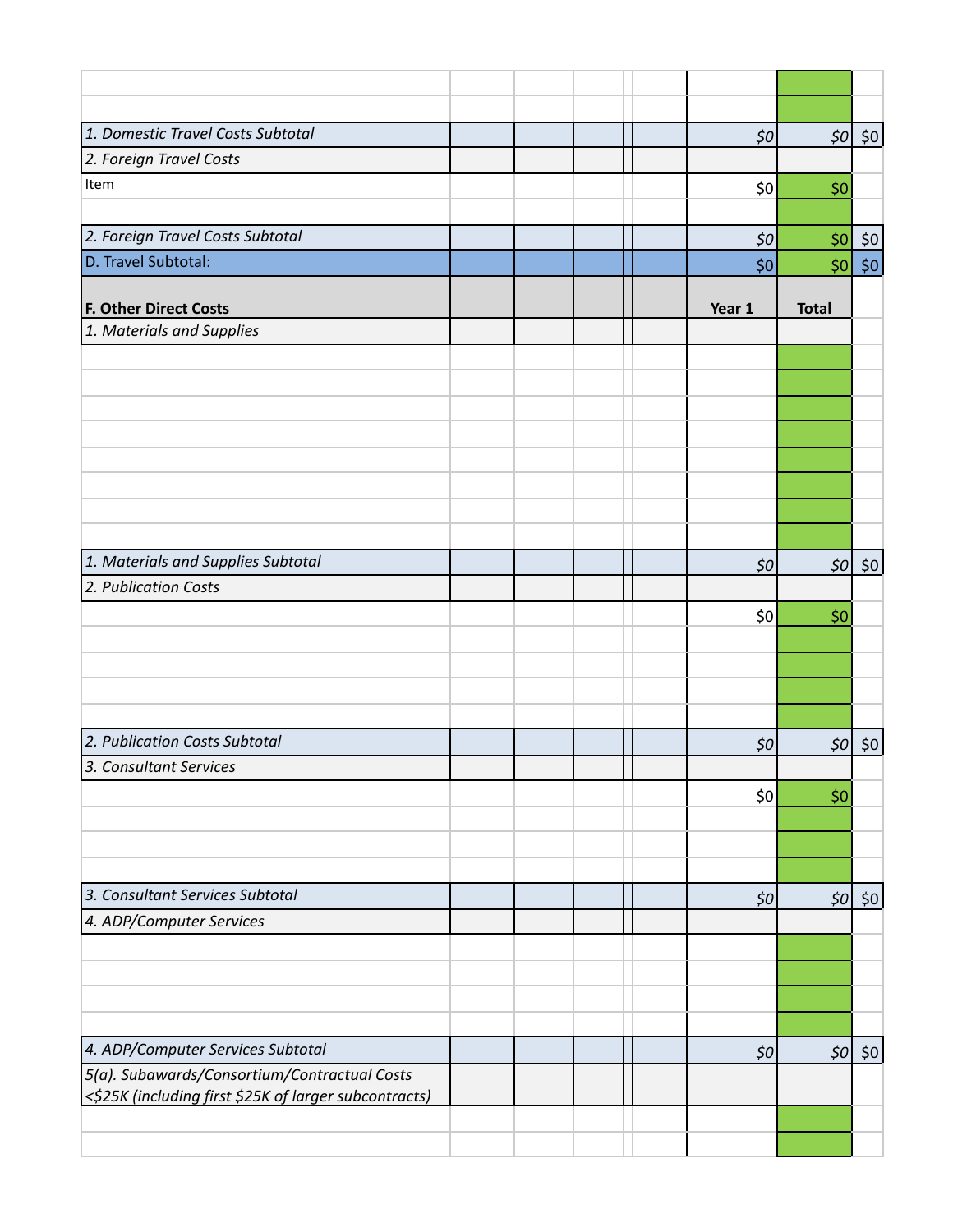| | | | | | | | |
|---|---|---|---|---|---|---|---|
| | | | | | | | |
| | | | | | | | |
| *1. Domestic Travel Costs Subtotal* | | | | | *$0* | *$0* | $0 |
| *2. Foreign Travel Costs* | | | | | | | |
| Item | | | | | $0 | $0 | |
| | | | | | | | |
| *2. Foreign Travel Costs Subtotal* | | | | | *$0* | *$0* | $0 |
| D. Travel Subtotal: | | | | | $0 | $0 | $0 |
| **F. Other Direct Costs** | | | | | **Year 1** | **Total** | |
| *1. Materials and Supplies* | | | | | | | |
| | | | | | | | |
| | | | | | | | |
| | | | | | | | |
| | | | | | | | |
| | | | | | | | |
| | | | | | | | |
| | | | | | | | |
| | | | | | | | |
| *1. Materials and Supplies Subtotal* | | | | | *$0* | *$0* | $0 |
| *2. Publication Costs* | | | | | | | |
| | | | | | $0 | $0 | |
| | | | | | | | |
| | | | | | | | |
| | | | | | | | |
| | | | | | | | |
| *2. Publication Costs Subtotal* | | | | | *$0* | *$0* | $0 |
| *3. Consultant Services* | | | | | | | |
| | | | | | $0 | $0 | |
| | | | | | | | |
| | | | | | | | |
| | | | | | | | |
| *3. Consultant Services Subtotal* | | | | | *$0* | *$0* | $0 |
| *4. ADP/Computer Services* | | | | | | | |
| | | | | | | | |
| | | | | | | | |
| | | | | | | | |
| | | | | | | | |
| *4. ADP/Computer Services Subtotal* | | | | | *$0* | *$0* | $0 |
| *5(a). Subawards/Consortium/Contractual Costs <$25K (including first $25K of larger subcontracts)* | | | | | | | |
| | | | | | | | |
| | | | | | | | |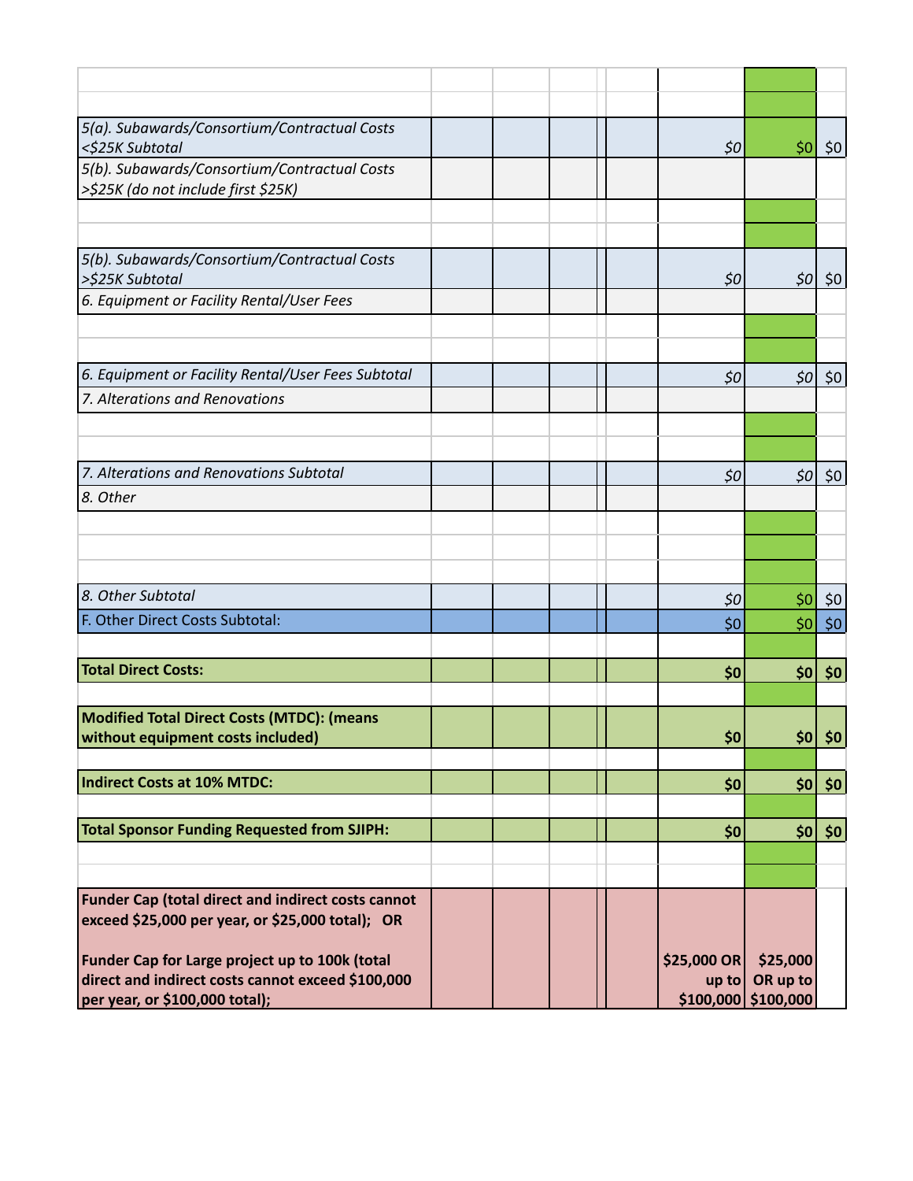| | | | | | | | | |
|---|---|---|---|---|---|---|---|---|
| | | | | | | | | |
| | | | | | | | | |
| *5(a). Subawards/Consortium/Contractual Costs <$25K Subtotal* | | | | | | *$0* | *$0* | $0 |
| *5(b). Subawards/Consortium/Contractual Costs >$25K (do not include first $25K)* | | | | | | | | |
| | | | | | | | | |
| | | | | | | | | |
| *5(b). Subawards/Consortium/Contractual Costs >$25K Subtotal* | | | | | | *$0* | *$0* | $0 |
| *6. Equipment or Facility Rental/User Fees* | | | | | | | | |
| | | | | | | | | |
| | | | | | | | | |
| *6. Equipment or Facility Rental/User Fees Subtotal* | | | | | | *$0* | *$0* | $0 |
| *7. Alterations and Renovations* | | | | | | | | |
| | | | | | | | | |
| | | | | | | | | |
| *7. Alterations and Renovations Subtotal* | | | | | | *$0* | *$0* | $0 |
| *8. Other* | | | | | | | | |
| | | | | | | | | |
| | | | | | | | | |
| | | | | | | | | |
| *8. Other Subtotal* | | | | | | *$0* | *$0* | $0 |
| F. Other Direct Costs Subtotal: | | | | | | *$0* | *$0* | $0 |
| | | | | | | | | |
| **Total Direct Costs:** | | | | | | **$0** | **$0** | **$0** |
| | | | | | | | | |
| **Modified Total Direct Costs (MTDC): (means without equipment costs included)** | | | | | | **$0** | **$0** | **$0** |
| | | | | | | | | |
| **Indirect Costs at 10% MTDC:** | | | | | | **$0** | **$0** | **$0** |
| | | | | | | | | |
| **Total Sponsor Funding Requested from SJIPH:** | | | | | | **$0** | **$0** | **$0** |
| | | | | | | | | |
| | | | | | | | | |
| **Funder Cap (total direct and indirect costs cannot exceed $25,000 per year, or $25,000 total); OR Funder Cap for Large project up to 100k (total direct and indirect costs cannot exceed $100,000 per year, or $100,000 total);** | | | | | | **$25,000 OR up to $100,000** | **$25,000 OR up to $100,000** | |